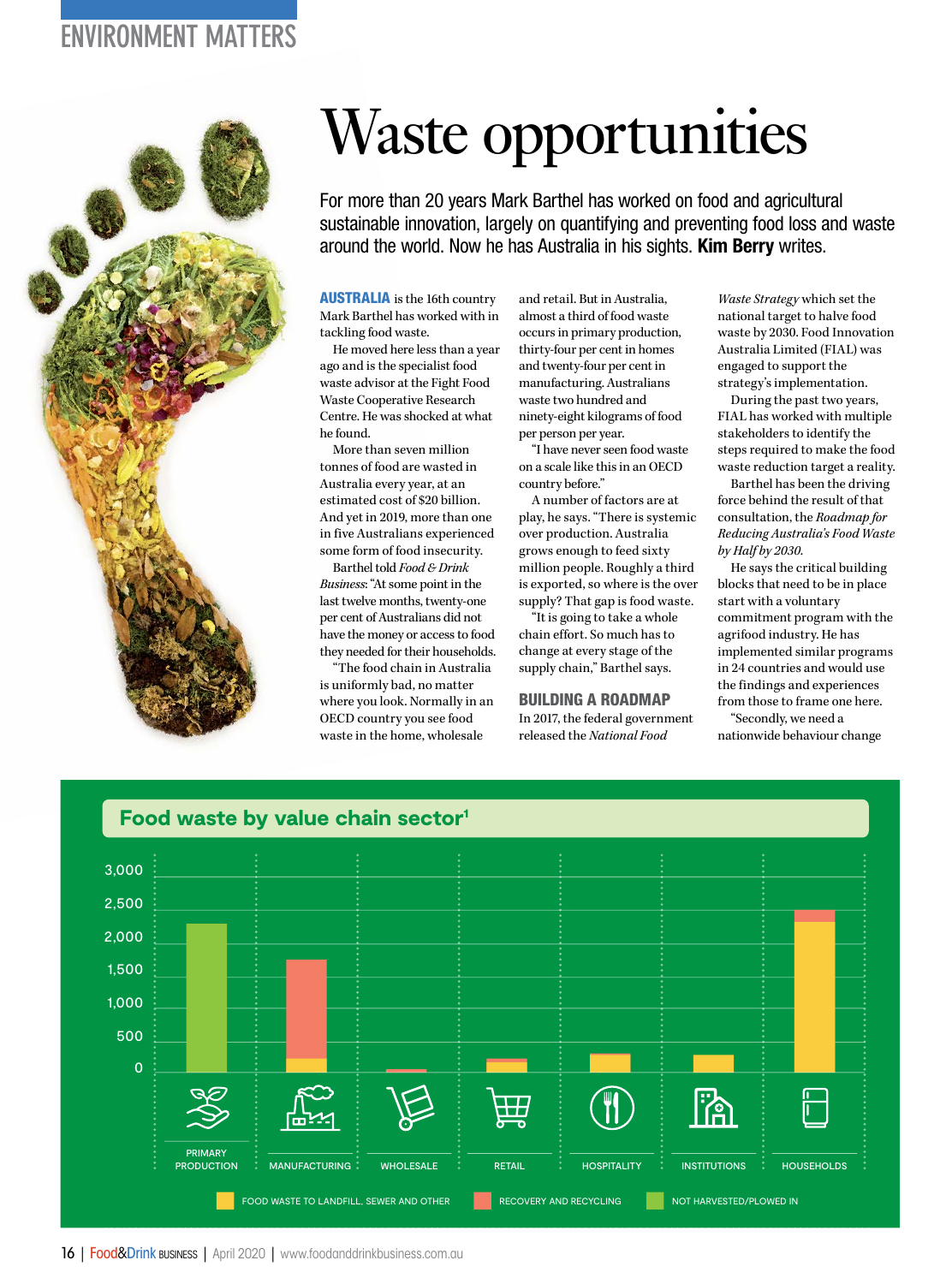ENVIRONMENT MATTERS

# Waste opportunities

For more than 20 years Mark Barthel has worked on food and agricultural sustainable innovation, largely on quantifying and preventing food loss and waste around the world. Now he has Australia in his sights. **Kim Berry** writes.

**AUSTRALIA** is the 16th country Mark Barthel has worked with in tackling food waste.

He moved here less than a year ago and is the specialist food waste advisor at the Fight Food Waste Cooperative Research Centre. He was shocked at what he found.

More than seven million tonnes of food are wasted in Australia every year, at an estimated cost of $20 billion. And yet in 2019, more than one in five Australians experienced some form of food insecurity.

Barthel told *Food & Drink Business*: "At some point in the last twelve months, twenty-one per cent of Australians did not have the money or access to food they needed for their households.

"The food chain in Australia is uniformly bad, no matter where you look. Normally in an OECD country you see food waste in the home, wholesale and retail. But in Australia, almost a third of food waste occurs in primary production, thirty-four per cent in homes and twenty-four per cent in manufacturing. Australians waste two hundred and ninety-eight kilograms of food per person per year.

"I have never seen food waste on a scale like this in an OECD country before."

A number of factors are at play, he says. "There is systemic over production. Australia grows enough to feed sixty million people. Roughly a third is exported, so where is the over supply? That gap is food waste.

"It is going to take a whole chain effort. So much has to change at every stage of the supply chain," Barthel says.

## BUILDING A ROADMAP

In 2017, the federal government released the *National Food Waste Strategy* which set the national target to halve food waste by 2030. Food Innovation Australia Limited (FIAL) was engaged to support the strategy's implementation.

During the past two years, FIAL has worked with multiple stakeholders to identify the steps required to make the food waste reduction target a reality.

Barthel has been the driving force behind the result of that consultation, the *Roadmap for Reducing Australia's Food Waste by Half by 2030.*

He says the critical building blocks that need to be in place start with a voluntary commitment program with the agrifood industry. He has implemented similar programs in 24 countries and would use the findings and experiences from those to frame one here.

"Secondly, we need a nationwide behaviour change

### Food waste by value chain sector[1]

Y-axis: 0, 500, 1,000, 1,500, 2,000, 2,500, 3,000

Sectors: PRIMARY PRODUCTION, MANUFACTURING, WHOLESALE, RETAIL, HOSPITALITY, INSTITUTIONS, HOUSEHOLDS

Legend: FOOD WASTE TO LANDFILL, SEWER AND OTHER; RECOVERY AND RECYCLING; NOT HARVESTED/PLOWED IN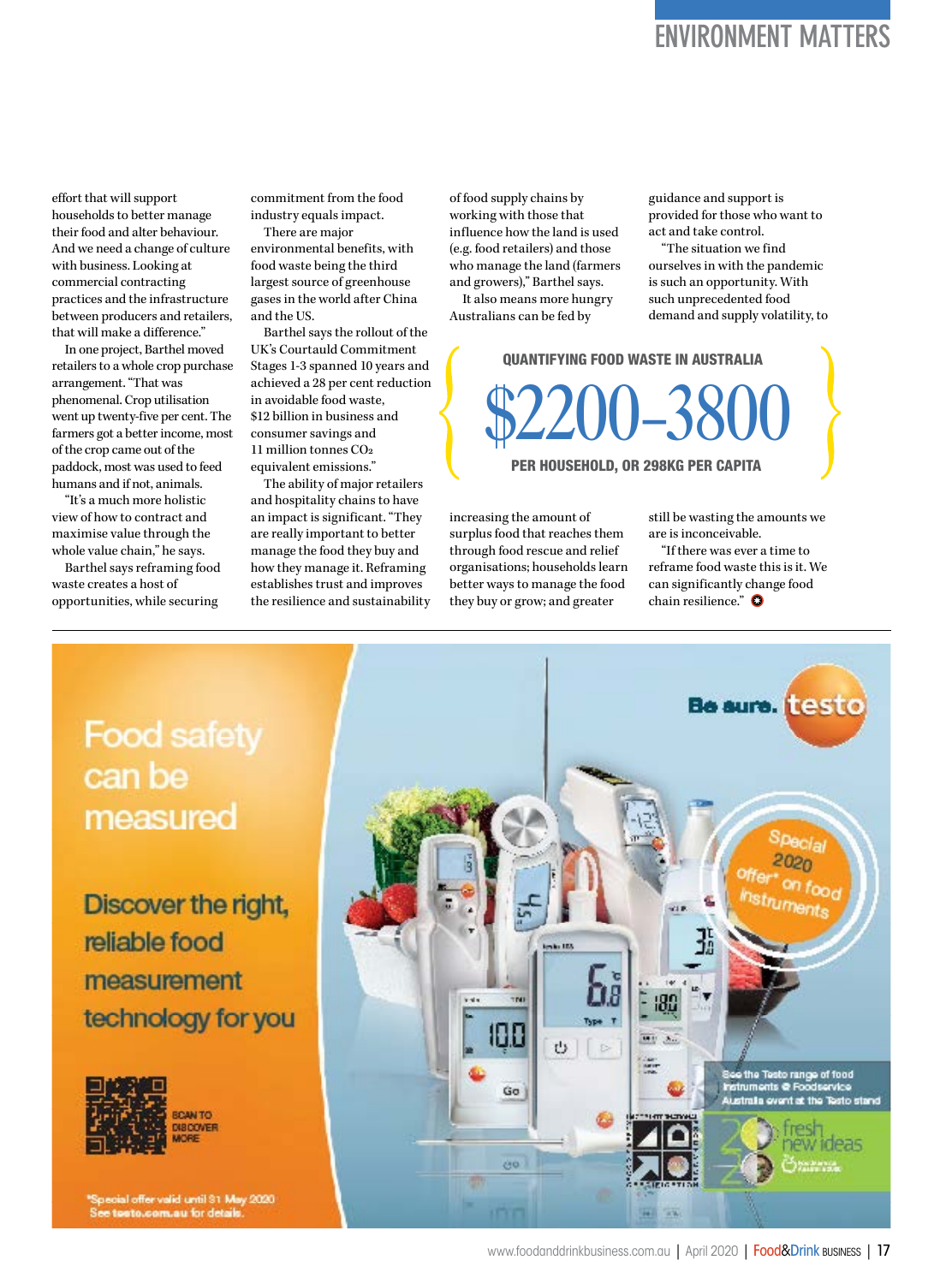effort that will support households to better manage their food and alter behaviour. And we need a change of culture with business. Looking at commercial contracting practices and the infrastructure between producers and retailers, that will make a difference."

In one project, Barthel moved retailers to a whole crop purchase arrangement. "That was phenomenal. Crop utilisation went up twenty-five per cent. The farmers got a better income, most of the crop came out of the paddock, most was used to feed humans and if not, animals.

"It's a much more holistic view of how to contract and maximise value through the whole value chain," he says.

Barthel says reframing food waste creates a host of opportunities, while securing commitment from the food industry equals impact.

There are major environmental benefits, with food waste being the third largest source of greenhouse gases in the world after China and the US.

Barthel says the rollout of the UK's Courtauld Commitment Stages 1-3 spanned 10 years and achieved a 28 per cent reduction in avoidable food waste, $12 billion in business and consumer savings and 11 million tonnes $CO_2$ equivalent emissions."

The ability of major retailers and hospitality chains to have an impact is significant. "They are really important to better manage the food they buy and how they manage it. Reframing establishes trust and improves the resilience and sustainability of food supply chains by working with those that influence how the land is used (e.g. food retailers) and those who manage the land (farmers and growers)," Barthel says.

It also means more hungry Australians can be fed by increasing the amount of surplus food that reaches them through food rescue and relief organisations; households learn better ways to manage the food they buy or grow; and greater guidance and support is provided for those who want to act and take control.

"The situation we find ourselves in with the pandemic is such an opportunity. With such unprecedented food demand and supply volatility, to still be wasting the amounts we are is inconceivable.

"If there was ever a time to reframe food waste this is it. We can significantly change food chain resilience."

**QUANTIFYING FOOD WASTE IN AUSTRALIA**

**$2200–3800**

**PER HOUSEHOLD, OR 298KG PER CAPITA**

Food safety can be measured

Discover the right, reliable food measurement technology for you

SCAN TO DISCOVER MORE

*Special offer valid until 31 May 2020 See testo.com.au for details.

Be sure. testo

Special 2020 Offer* on food instruments

See the Testo range of food instruments @ Foodservice Australia event at the Testo stand